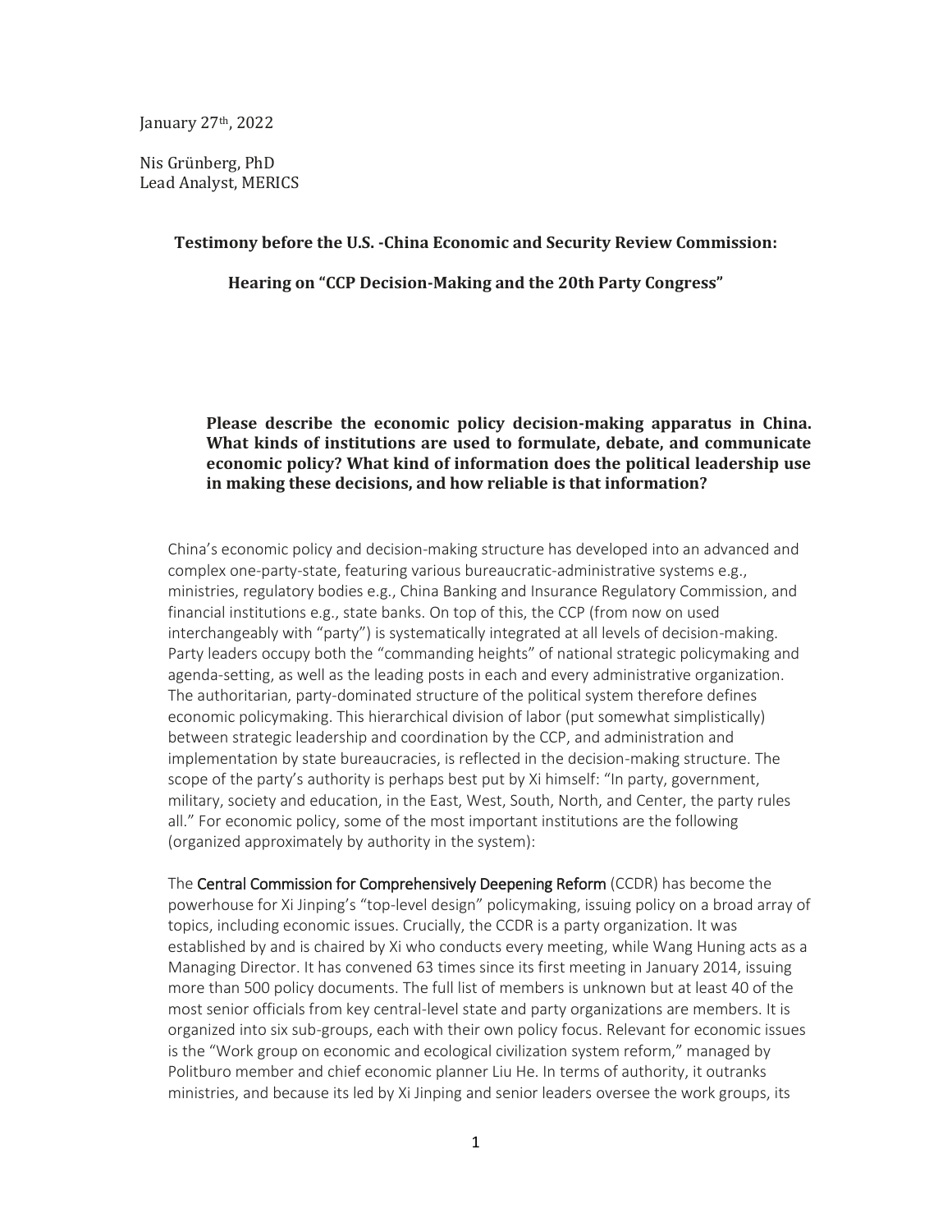January 27th, 2022

Nis Grünberg, PhD
Lead Analyst, MERICS

**Testimony before the U.S. -China Economic and Security Review Commission:**

**Hearing on "CCP Decision-Making and the 20th Party Congress"**

**Please describe the economic policy decision-making apparatus in China. What kinds of institutions are used to formulate, debate, and communicate economic policy? What kind of information does the political leadership use in making these decisions, and how reliable is that information?**

China's economic policy and decision-making structure has developed into an advanced and complex one-party-state, featuring various bureaucratic-administrative systems e.g., ministries, regulatory bodies e.g., China Banking and Insurance Regulatory Commission, and financial institutions e.g., state banks. On top of this, the CCP (from now on used interchangeably with "party") is systematically integrated at all levels of decision-making. Party leaders occupy both the "commanding heights" of national strategic policymaking and agenda-setting, as well as the leading posts in each and every administrative organization. The authoritarian, party-dominated structure of the political system therefore defines economic policymaking. This hierarchical division of labor (put somewhat simplistically) between strategic leadership and coordination by the CCP, and administration and implementation by state bureaucracies, is reflected in the decision-making structure. The scope of the party's authority is perhaps best put by Xi himself: "In party, government, military, society and education, in the East, West, South, North, and Center, the party rules all." For economic policy, some of the most important institutions are the following (organized approximately by authority in the system):

The Central Commission for Comprehensively Deepening Reform (CCDR) has become the powerhouse for Xi Jinping's "top-level design" policymaking, issuing policy on a broad array of topics, including economic issues. Crucially, the CCDR is a party organization. It was established by and is chaired by Xi who conducts every meeting, while Wang Huning acts as a Managing Director. It has convened 63 times since its first meeting in January 2014, issuing more than 500 policy documents. The full list of members is unknown but at least 40 of the most senior officials from key central-level state and party organizations are members. It is organized into six sub-groups, each with their own policy focus. Relevant for economic issues is the "Work group on economic and ecological civilization system reform," managed by Politburo member and chief economic planner Liu He. In terms of authority, it outranks ministries, and because its led by Xi Jinping and senior leaders oversee the work groups, its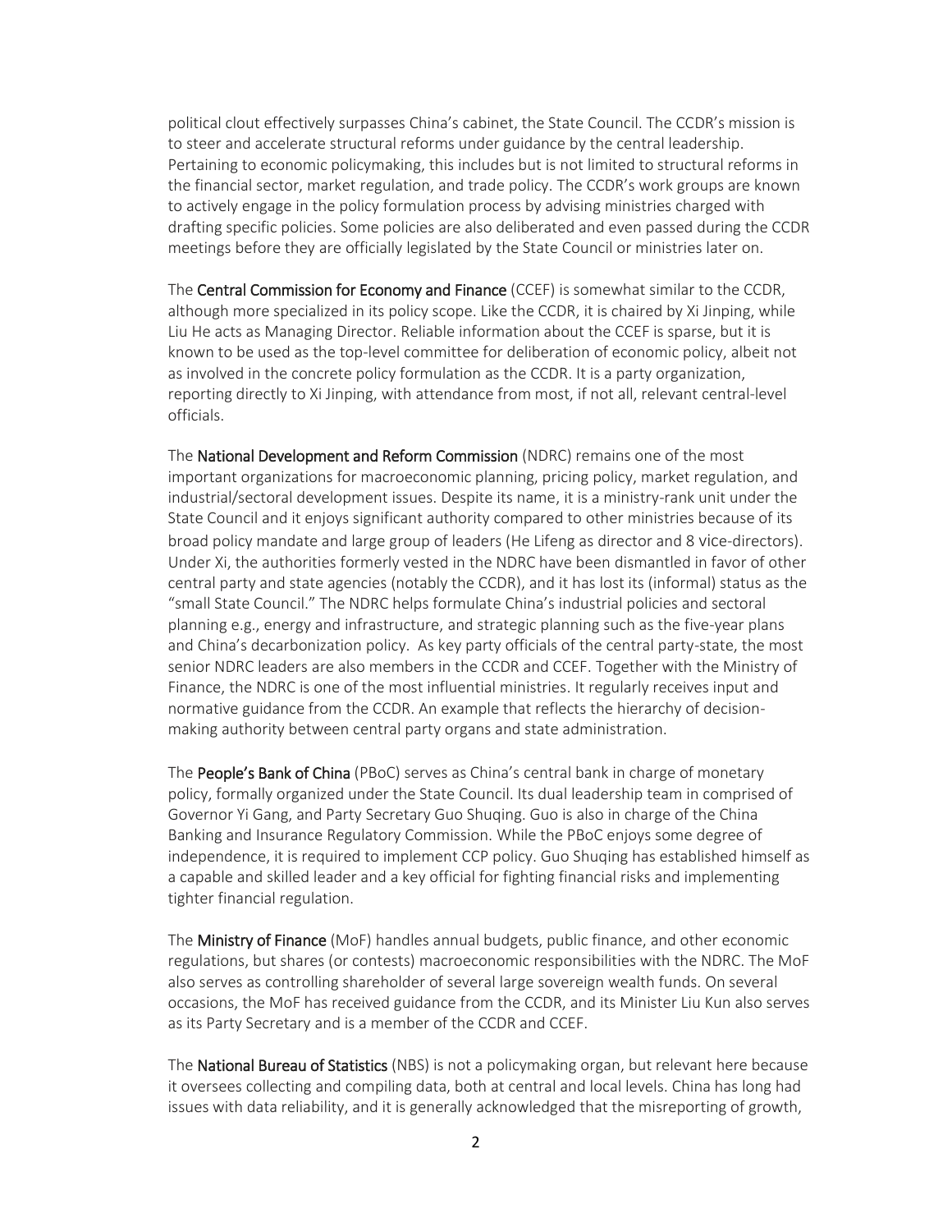political clout effectively surpasses China's cabinet, the State Council. The CCDR's mission is to steer and accelerate structural reforms under guidance by the central leadership. Pertaining to economic policymaking, this includes but is not limited to structural reforms in the financial sector, market regulation, and trade policy. The CCDR's work groups are known to actively engage in the policy formulation process by advising ministries charged with drafting specific policies. Some policies are also deliberated and even passed during the CCDR meetings before they are officially legislated by the State Council or ministries later on.

The **Central Commission for Economy and Finance** (CCEF) is somewhat similar to the CCDR, although more specialized in its policy scope. Like the CCDR, it is chaired by Xi Jinping, while Liu He acts as Managing Director. Reliable information about the CCEF is sparse, but it is known to be used as the top-level committee for deliberation of economic policy, albeit not as involved in the concrete policy formulation as the CCDR. It is a party organization, reporting directly to Xi Jinping, with attendance from most, if not all, relevant central-level officials.

The **National Development and Reform Commission** (NDRC) remains one of the most important organizations for macroeconomic planning, pricing policy, market regulation, and industrial/sectoral development issues. Despite its name, it is a ministry-rank unit under the State Council and it enjoys significant authority compared to other ministries because of its broad policy mandate and large group of leaders (He Lifeng as director and 8 vice-directors). Under Xi, the authorities formerly vested in the NDRC have been dismantled in favor of other central party and state agencies (notably the CCDR), and it has lost its (informal) status as the "small State Council." The NDRC helps formulate China's industrial policies and sectoral planning e.g., energy and infrastructure, and strategic planning such as the five-year plans and China's decarbonization policy. As key party officials of the central party-state, the most senior NDRC leaders are also members in the CCDR and CCEF. Together with the Ministry of Finance, the NDRC is one of the most influential ministries. It regularly receives input and normative guidance from the CCDR. An example that reflects the hierarchy of decision-making authority between central party organs and state administration.

The **People's Bank of China** (PBoC) serves as China's central bank in charge of monetary policy, formally organized under the State Council. Its dual leadership team in comprised of Governor Yi Gang, and Party Secretary Guo Shuqing. Guo is also in charge of the China Banking and Insurance Regulatory Commission. While the PBoC enjoys some degree of independence, it is required to implement CCP policy. Guo Shuqing has established himself as a capable and skilled leader and a key official for fighting financial risks and implementing tighter financial regulation.

The **Ministry of Finance** (MoF) handles annual budgets, public finance, and other economic regulations, but shares (or contests) macroeconomic responsibilities with the NDRC. The MoF also serves as controlling shareholder of several large sovereign wealth funds. On several occasions, the MoF has received guidance from the CCDR, and its Minister Liu Kun also serves as its Party Secretary and is a member of the CCDR and CCEF.

The **National Bureau of Statistics** (NBS) is not a policymaking organ, but relevant here because it oversees collecting and compiling data, both at central and local levels. China has long had issues with data reliability, and it is generally acknowledged that the misreporting of growth,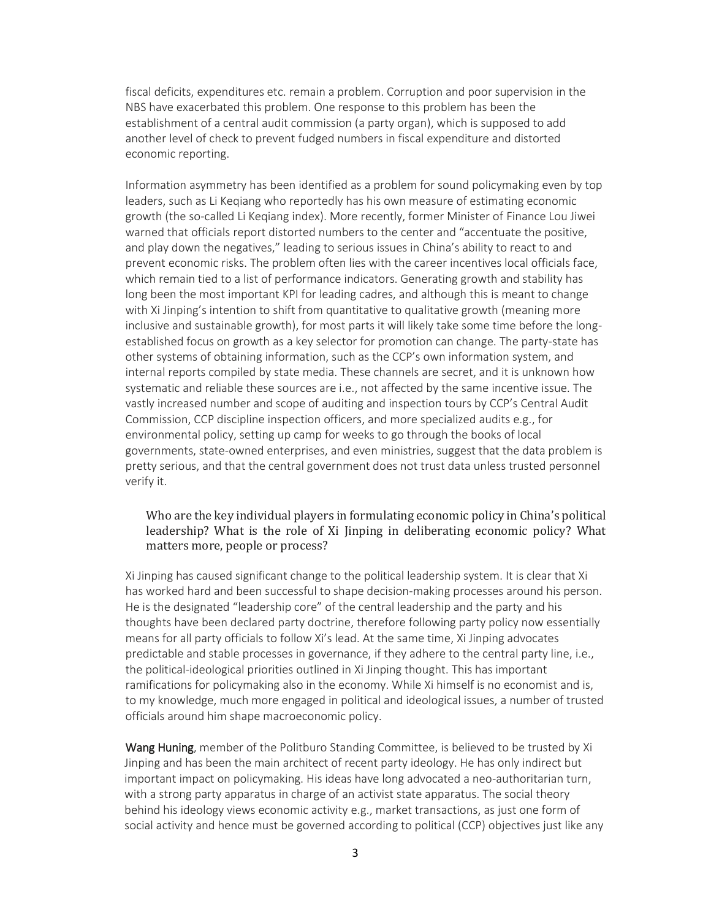fiscal deficits, expenditures etc. remain a problem. Corruption and poor supervision in the NBS have exacerbated this problem. One response to this problem has been the establishment of a central audit commission (a party organ), which is supposed to add another level of check to prevent fudged numbers in fiscal expenditure and distorted economic reporting.

Information asymmetry has been identified as a problem for sound policymaking even by top leaders, such as Li Keqiang who reportedly has his own measure of estimating economic growth (the so-called Li Keqiang index). More recently, former Minister of Finance Lou Jiwei warned that officials report distorted numbers to the center and "accentuate the positive, and play down the negatives," leading to serious issues in China's ability to react to and prevent economic risks. The problem often lies with the career incentives local officials face, which remain tied to a list of performance indicators. Generating growth and stability has long been the most important KPI for leading cadres, and although this is meant to change with Xi Jinping's intention to shift from quantitative to qualitative growth (meaning more inclusive and sustainable growth), for most parts it will likely take some time before the long-established focus on growth as a key selector for promotion can change. The party-state has other systems of obtaining information, such as the CCP's own information system, and internal reports compiled by state media. These channels are secret, and it is unknown how systematic and reliable these sources are i.e., not affected by the same incentive issue. The vastly increased number and scope of auditing and inspection tours by CCP's Central Audit Commission, CCP discipline inspection officers, and more specialized audits e.g., for environmental policy, setting up camp for weeks to go through the books of local governments, state-owned enterprises, and even ministries, suggest that the data problem is pretty serious, and that the central government does not trust data unless trusted personnel verify it.

### Who are the key individual players in formulating economic policy in China's political leadership? What is the role of Xi Jinping in deliberating economic policy? What matters more, people or process?

Xi Jinping has caused significant change to the political leadership system. It is clear that Xi has worked hard and been successful to shape decision-making processes around his person. He is the designated "leadership core" of the central leadership and the party and his thoughts have been declared party doctrine, therefore following party policy now essentially means for all party officials to follow Xi's lead. At the same time, Xi Jinping advocates predictable and stable processes in governance, if they adhere to the central party line, i.e., the political-ideological priorities outlined in Xi Jinping thought. This has important ramifications for policymaking also in the economy. While Xi himself is no economist and is, to my knowledge, much more engaged in political and ideological issues, a number of trusted officials around him shape macroeconomic policy.

**Wang Huning**, member of the Politburo Standing Committee, is believed to be trusted by Xi Jinping and has been the main architect of recent party ideology. He has only indirect but important impact on policymaking. His ideas have long advocated a neo-authoritarian turn, with a strong party apparatus in charge of an activist state apparatus. The social theory behind his ideology views economic activity e.g., market transactions, as just one form of social activity and hence must be governed according to political (CCP) objectives just like any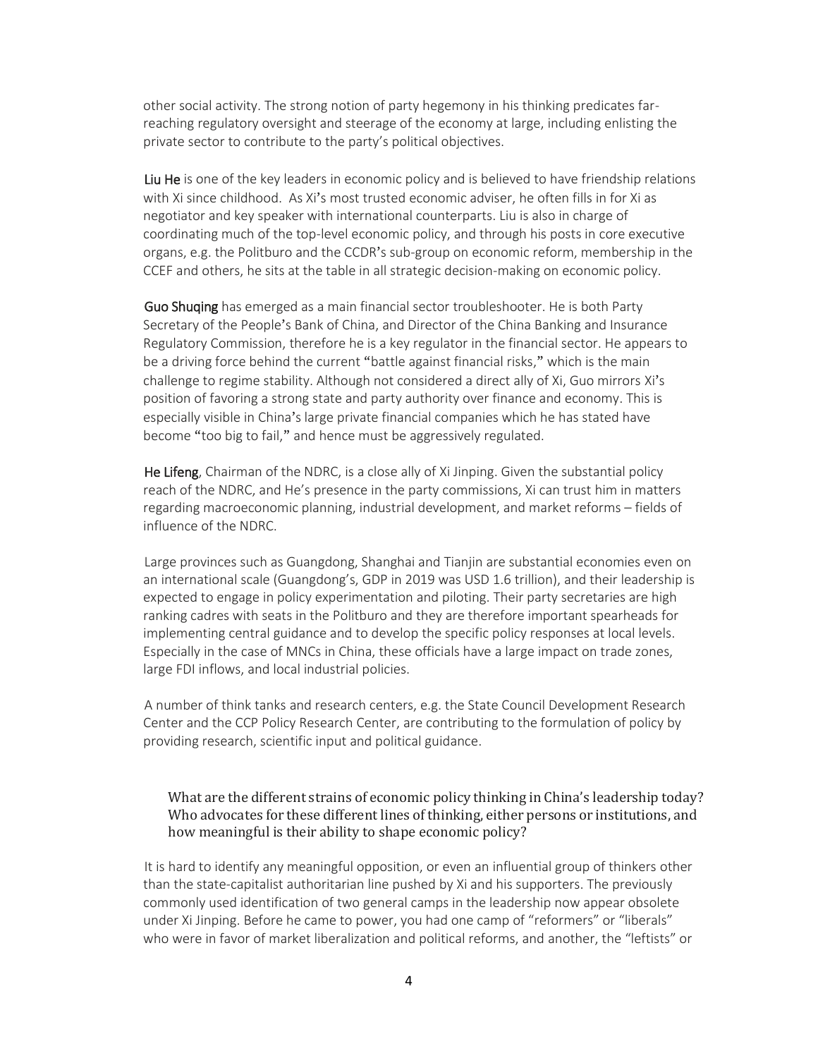other social activity. The strong notion of party hegemony in his thinking predicates far-reaching regulatory oversight and steerage of the economy at large, including enlisting the private sector to contribute to the party's political objectives.

**Liu He** is one of the key leaders in economic policy and is believed to have friendship relations with Xi since childhood. As Xi's most trusted economic adviser, he often fills in for Xi as negotiator and key speaker with international counterparts. Liu is also in charge of coordinating much of the top-level economic policy, and through his posts in core executive organs, e.g. the Politburo and the CCDR's sub-group on economic reform, membership in the CCEF and others, he sits at the table in all strategic decision-making on economic policy.

**Guo Shuqing** has emerged as a main financial sector troubleshooter. He is both Party Secretary of the People's Bank of China, and Director of the China Banking and Insurance Regulatory Commission, therefore he is a key regulator in the financial sector. He appears to be a driving force behind the current "battle against financial risks," which is the main challenge to regime stability. Although not considered a direct ally of Xi, Guo mirrors Xi's position of favoring a strong state and party authority over finance and economy. This is especially visible in China's large private financial companies which he has stated have become "too big to fail," and hence must be aggressively regulated.

**He Lifeng**, Chairman of the NDRC, is a close ally of Xi Jinping. Given the substantial policy reach of the NDRC, and He's presence in the party commissions, Xi can trust him in matters regarding macroeconomic planning, industrial development, and market reforms – fields of influence of the NDRC.

Large provinces such as Guangdong, Shanghai and Tianjin are substantial economies even on an international scale (Guangdong's, GDP in 2019 was USD 1.6 trillion), and their leadership is expected to engage in policy experimentation and piloting. Their party secretaries are high ranking cadres with seats in the Politburo and they are therefore important spearheads for implementing central guidance and to develop the specific policy responses at local levels. Especially in the case of MNCs in China, these officials have a large impact on trade zones, large FDI inflows, and local industrial policies.

A number of think tanks and research centers, e.g. the State Council Development Research Center and the CCP Policy Research Center, are contributing to the formulation of policy by providing research, scientific input and political guidance.

### What are the different strains of economic policy thinking in China's leadership today? Who advocates for these different lines of thinking, either persons or institutions, and how meaningful is their ability to shape economic policy?

It is hard to identify any meaningful opposition, or even an influential group of thinkers other than the state-capitalist authoritarian line pushed by Xi and his supporters. The previously commonly used identification of two general camps in the leadership now appear obsolete under Xi Jinping. Before he came to power, you had one camp of "reformers" or "liberals" who were in favor of market liberalization and political reforms, and another, the "leftists" or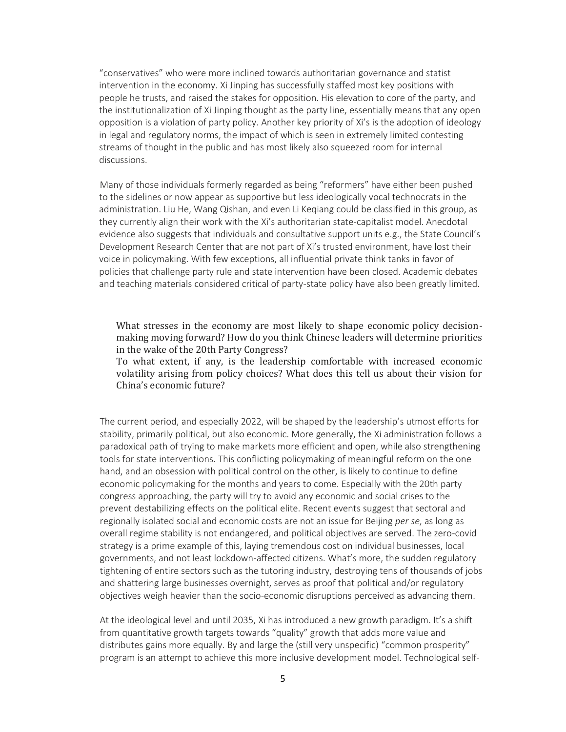"conservatives" who were more inclined towards authoritarian governance and statist intervention in the economy. Xi Jinping has successfully staffed most key positions with people he trusts, and raised the stakes for opposition. His elevation to core of the party, and the institutionalization of Xi Jinping thought as the party line, essentially means that any open opposition is a violation of party policy. Another key priority of Xi's is the adoption of ideology in legal and regulatory norms, the impact of which is seen in extremely limited contesting streams of thought in the public and has most likely also squeezed room for internal discussions.

Many of those individuals formerly regarded as being "reformers" have either been pushed to the sidelines or now appear as supportive but less ideologically vocal technocrats in the administration. Liu He, Wang Qishan, and even Li Keqiang could be classified in this group, as they currently align their work with the Xi's authoritarian state-capitalist model. Anecdotal evidence also suggests that individuals and consultative support units e.g., the State Council's Development Research Center that are not part of Xi's trusted environment, have lost their voice in policymaking. With few exceptions, all influential private think tanks in favor of policies that challenge party rule and state intervention have been closed. Academic debates and teaching materials considered critical of party-state policy have also been greatly limited.

What stresses in the economy are most likely to shape economic policy decision-making moving forward? How do you think Chinese leaders will determine priorities in the wake of the 20th Party Congress?

To what extent, if any, is the leadership comfortable with increased economic volatility arising from policy choices? What does this tell us about their vision for China's economic future?

The current period, and especially 2022, will be shaped by the leadership's utmost efforts for stability, primarily political, but also economic. More generally, the Xi administration follows a paradoxical path of trying to make markets more efficient and open, while also strengthening tools for state interventions. This conflicting policymaking of meaningful reform on the one hand, and an obsession with political control on the other, is likely to continue to define economic policymaking for the months and years to come. Especially with the 20th party congress approaching, the party will try to avoid any economic and social crises to the prevent destabilizing effects on the political elite. Recent events suggest that sectoral and regionally isolated social and economic costs are not an issue for Beijing *per se*, as long as overall regime stability is not endangered, and political objectives are served. The zero-covid strategy is a prime example of this, laying tremendous cost on individual businesses, local governments, and not least lockdown-affected citizens. What's more, the sudden regulatory tightening of entire sectors such as the tutoring industry, destroying tens of thousands of jobs and shattering large businesses overnight, serves as proof that political and/or regulatory objectives weigh heavier than the socio-economic disruptions perceived as advancing them.

At the ideological level and until 2035, Xi has introduced a new growth paradigm. It's a shift from quantitative growth targets towards "quality" growth that adds more value and distributes gains more equally. By and large the (still very unspecific) "common prosperity" program is an attempt to achieve this more inclusive development model. Technological self-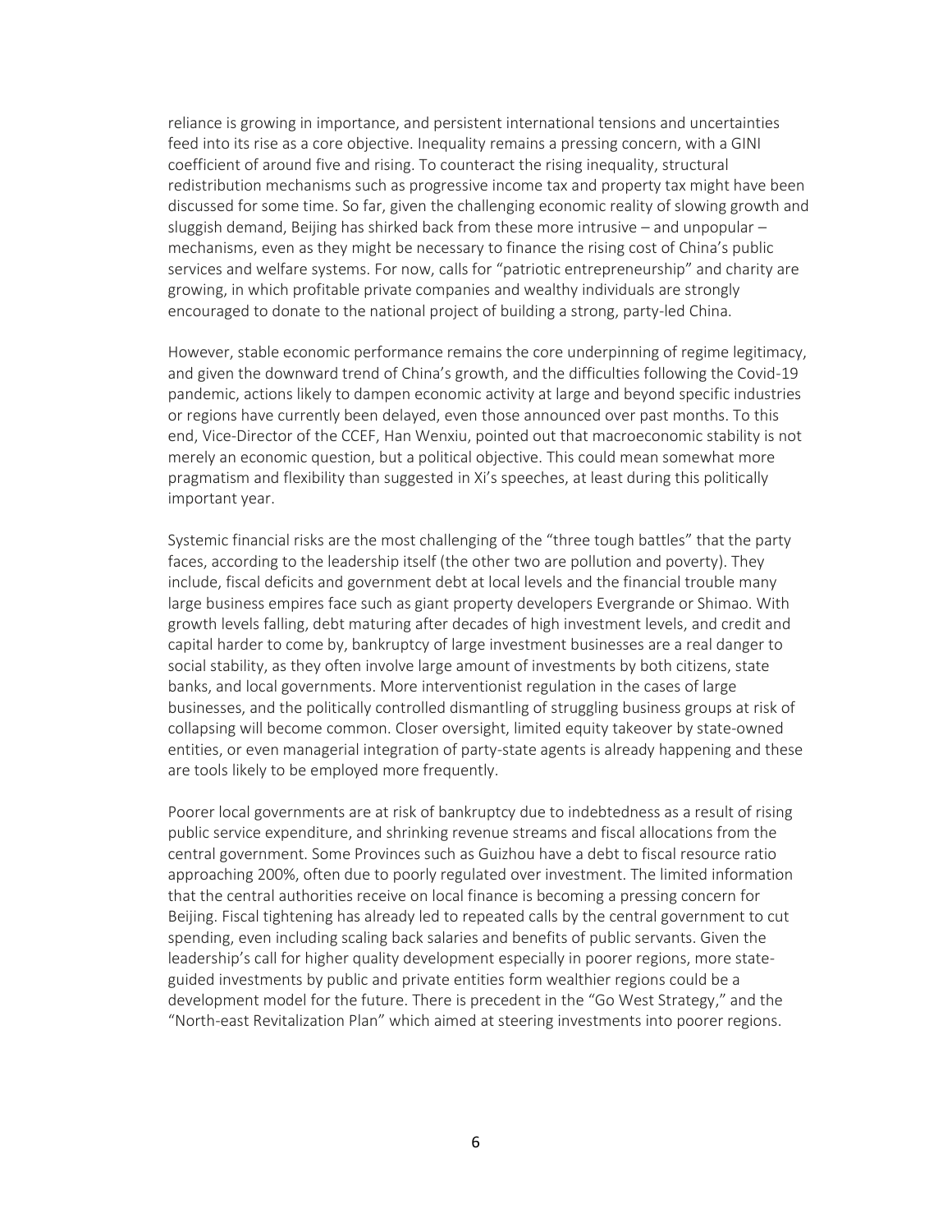reliance is growing in importance, and persistent international tensions and uncertainties feed into its rise as a core objective. Inequality remains a pressing concern, with a GINI coefficient of around five and rising. To counteract the rising inequality, structural redistribution mechanisms such as progressive income tax and property tax might have been discussed for some time. So far, given the challenging economic reality of slowing growth and sluggish demand, Beijing has shirked back from these more intrusive – and unpopular – mechanisms, even as they might be necessary to finance the rising cost of China's public services and welfare systems. For now, calls for "patriotic entrepreneurship" and charity are growing, in which profitable private companies and wealthy individuals are strongly encouraged to donate to the national project of building a strong, party-led China.

However, stable economic performance remains the core underpinning of regime legitimacy, and given the downward trend of China's growth, and the difficulties following the Covid-19 pandemic, actions likely to dampen economic activity at large and beyond specific industries or regions have currently been delayed, even those announced over past months. To this end, Vice-Director of the CCEF, Han Wenxiu, pointed out that macroeconomic stability is not merely an economic question, but a political objective. This could mean somewhat more pragmatism and flexibility than suggested in Xi's speeches, at least during this politically important year.

Systemic financial risks are the most challenging of the "three tough battles" that the party faces, according to the leadership itself (the other two are pollution and poverty). They include, fiscal deficits and government debt at local levels and the financial trouble many large business empires face such as giant property developers Evergrande or Shimao. With growth levels falling, debt maturing after decades of high investment levels, and credit and capital harder to come by, bankruptcy of large investment businesses are a real danger to social stability, as they often involve large amount of investments by both citizens, state banks, and local governments. More interventionist regulation in the cases of large businesses, and the politically controlled dismantling of struggling business groups at risk of collapsing will become common. Closer oversight, limited equity takeover by state-owned entities, or even managerial integration of party-state agents is already happening and these are tools likely to be employed more frequently.

Poorer local governments are at risk of bankruptcy due to indebtedness as a result of rising public service expenditure, and shrinking revenue streams and fiscal allocations from the central government. Some Provinces such as Guizhou have a debt to fiscal resource ratio approaching 200%, often due to poorly regulated over investment. The limited information that the central authorities receive on local finance is becoming a pressing concern for Beijing. Fiscal tightening has already led to repeated calls by the central government to cut spending, even including scaling back salaries and benefits of public servants. Given the leadership's call for higher quality development especially in poorer regions, more state-guided investments by public and private entities form wealthier regions could be a development model for the future. There is precedent in the "Go West Strategy," and the "North-east Revitalization Plan" which aimed at steering investments into poorer regions.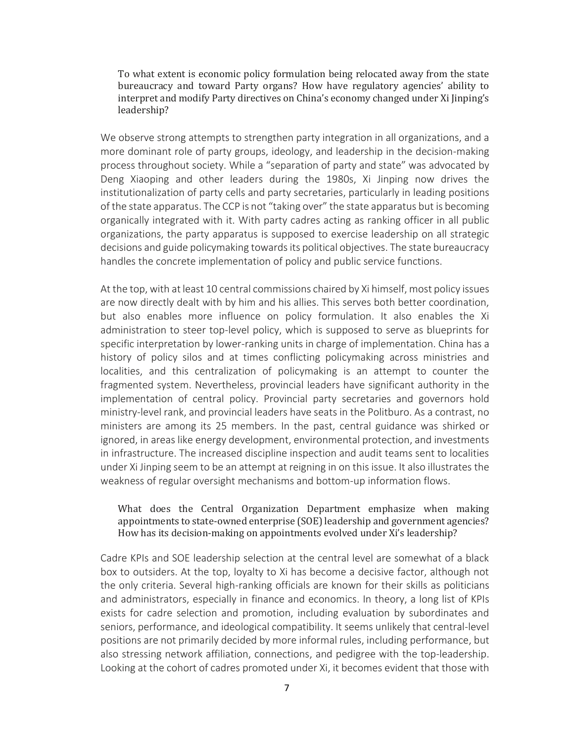To what extent is economic policy formulation being relocated away from the state bureaucracy and toward Party organs? How have regulatory agencies' ability to interpret and modify Party directives on China's economy changed under Xi Jinping's leadership?

We observe strong attempts to strengthen party integration in all organizations, and a more dominant role of party groups, ideology, and leadership in the decision-making process throughout society. While a "separation of party and state" was advocated by Deng Xiaoping and other leaders during the 1980s, Xi Jinping now drives the institutionalization of party cells and party secretaries, particularly in leading positions of the state apparatus. The CCP is not "taking over" the state apparatus but is becoming organically integrated with it. With party cadres acting as ranking officer in all public organizations, the party apparatus is supposed to exercise leadership on all strategic decisions and guide policymaking towards its political objectives. The state bureaucracy handles the concrete implementation of policy and public service functions.

At the top, with at least 10 central commissions chaired by Xi himself, most policy issues are now directly dealt with by him and his allies. This serves both better coordination, but also enables more influence on policy formulation. It also enables the Xi administration to steer top-level policy, which is supposed to serve as blueprints for specific interpretation by lower-ranking units in charge of implementation. China has a history of policy silos and at times conflicting policymaking across ministries and localities, and this centralization of policymaking is an attempt to counter the fragmented system. Nevertheless, provincial leaders have significant authority in the implementation of central policy. Provincial party secretaries and governors hold ministry-level rank, and provincial leaders have seats in the Politburo. As a contrast, no ministers are among its 25 members. In the past, central guidance was shirked or ignored, in areas like energy development, environmental protection, and investments in infrastructure. The increased discipline inspection and audit teams sent to localities under Xi Jinping seem to be an attempt at reigning in on this issue. It also illustrates the weakness of regular oversight mechanisms and bottom-up information flows.

What does the Central Organization Department emphasize when making appointments to state-owned enterprise (SOE) leadership and government agencies? How has its decision-making on appointments evolved under Xi's leadership?

Cadre KPIs and SOE leadership selection at the central level are somewhat of a black box to outsiders. At the top, loyalty to Xi has become a decisive factor, although not the only criteria. Several high-ranking officials are known for their skills as politicians and administrators, especially in finance and economics. In theory, a long list of KPIs exists for cadre selection and promotion, including evaluation by subordinates and seniors, performance, and ideological compatibility. It seems unlikely that central-level positions are not primarily decided by more informal rules, including performance, but also stressing network affiliation, connections, and pedigree with the top-leadership. Looking at the cohort of cadres promoted under Xi, it becomes evident that those with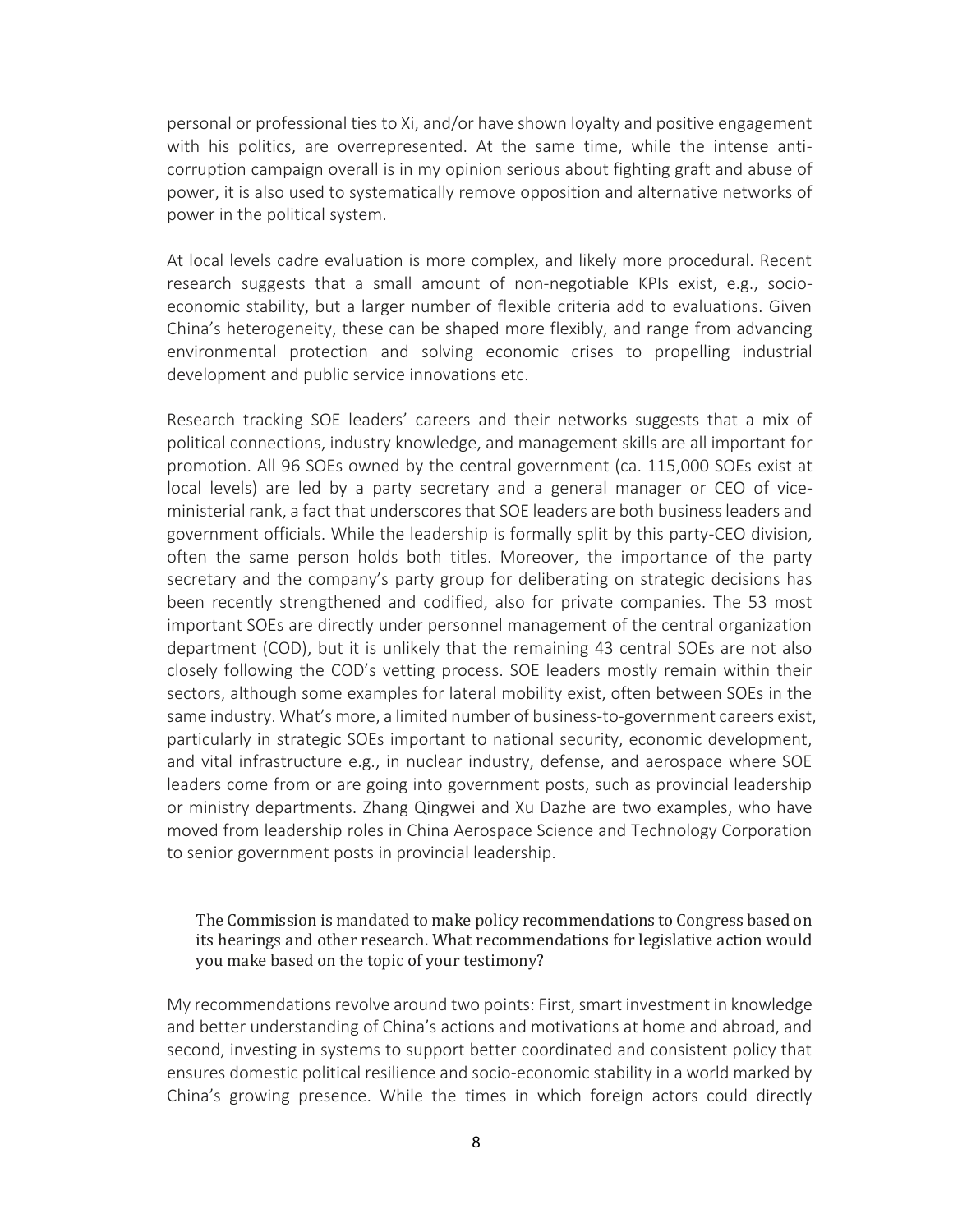personal or professional ties to Xi, and/or have shown loyalty and positive engagement with his politics, are overrepresented. At the same time, while the intense anti-corruption campaign overall is in my opinion serious about fighting graft and abuse of power, it is also used to systematically remove opposition and alternative networks of power in the political system.

At local levels cadre evaluation is more complex, and likely more procedural. Recent research suggests that a small amount of non-negotiable KPIs exist, e.g., socio-economic stability, but a larger number of flexible criteria add to evaluations. Given China's heterogeneity, these can be shaped more flexibly, and range from advancing environmental protection and solving economic crises to propelling industrial development and public service innovations etc.

Research tracking SOE leaders' careers and their networks suggests that a mix of political connections, industry knowledge, and management skills are all important for promotion. All 96 SOEs owned by the central government (ca. 115,000 SOEs exist at local levels) are led by a party secretary and a general manager or CEO of vice-ministerial rank, a fact that underscores that SOE leaders are both business leaders and government officials. While the leadership is formally split by this party-CEO division, often the same person holds both titles. Moreover, the importance of the party secretary and the company's party group for deliberating on strategic decisions has been recently strengthened and codified, also for private companies. The 53 most important SOEs are directly under personnel management of the central organization department (COD), but it is unlikely that the remaining 43 central SOEs are not also closely following the COD's vetting process. SOE leaders mostly remain within their sectors, although some examples for lateral mobility exist, often between SOEs in the same industry. What's more, a limited number of business-to-government careers exist, particularly in strategic SOEs important to national security, economic development, and vital infrastructure e.g., in nuclear industry, defense, and aerospace where SOE leaders come from or are going into government posts, such as provincial leadership or ministry departments. Zhang Qingwei and Xu Dazhe are two examples, who have moved from leadership roles in China Aerospace Science and Technology Corporation to senior government posts in provincial leadership.

> The Commission is mandated to make policy recommendations to Congress based on its hearings and other research. What recommendations for legislative action would you make based on the topic of your testimony?

My recommendations revolve around two points: First, smart investment in knowledge and better understanding of China's actions and motivations at home and abroad, and second, investing in systems to support better coordinated and consistent policy that ensures domestic political resilience and socio-economic stability in a world marked by China's growing presence. While the times in which foreign actors could directly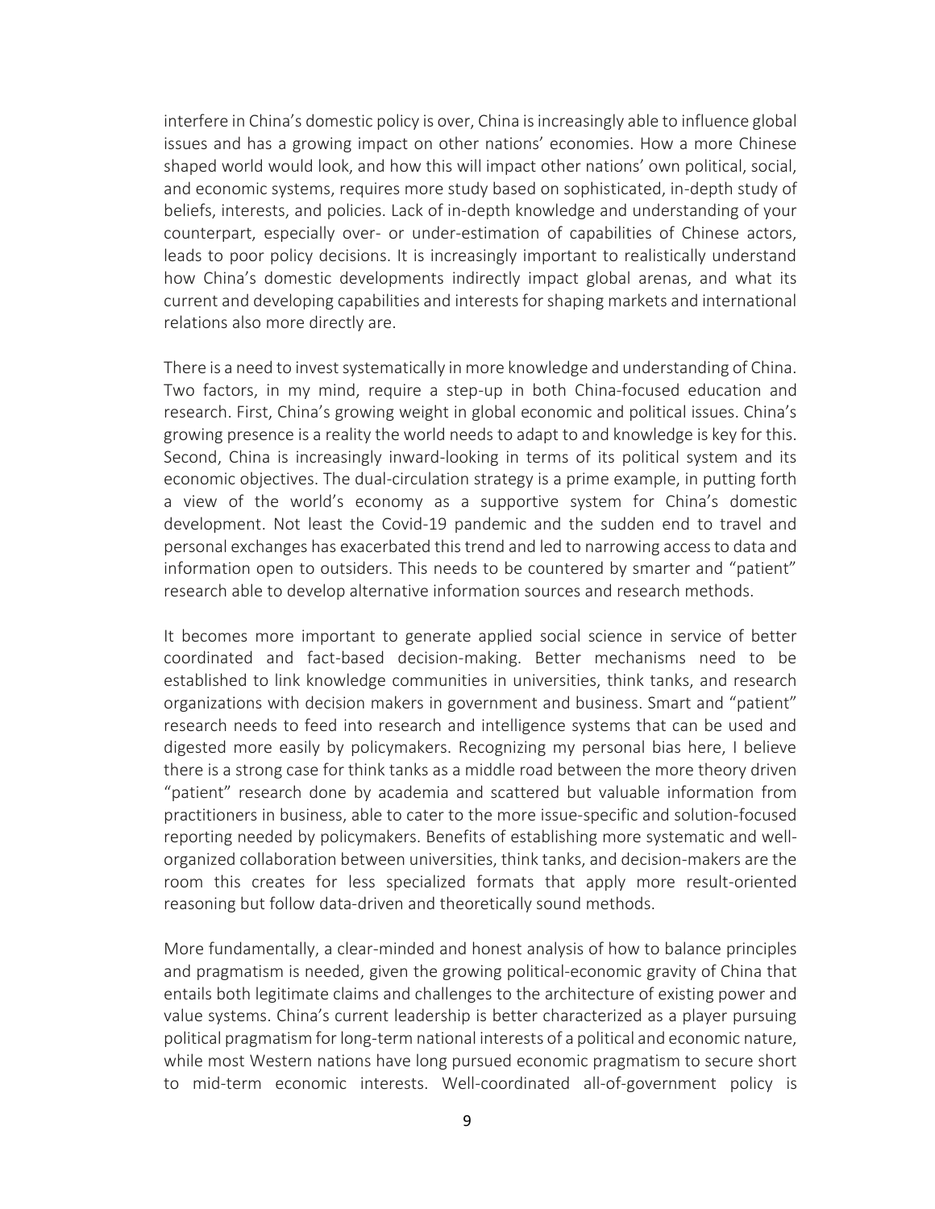interfere in China's domestic policy is over, China is increasingly able to influence global issues and has a growing impact on other nations' economies. How a more Chinese shaped world would look, and how this will impact other nations' own political, social, and economic systems, requires more study based on sophisticated, in-depth study of beliefs, interests, and policies. Lack of in-depth knowledge and understanding of your counterpart, especially over- or under-estimation of capabilities of Chinese actors, leads to poor policy decisions. It is increasingly important to realistically understand how China's domestic developments indirectly impact global arenas, and what its current and developing capabilities and interests for shaping markets and international relations also more directly are.

There is a need to invest systematically in more knowledge and understanding of China. Two factors, in my mind, require a step-up in both China-focused education and research. First, China's growing weight in global economic and political issues. China's growing presence is a reality the world needs to adapt to and knowledge is key for this. Second, China is increasingly inward-looking in terms of its political system and its economic objectives. The dual-circulation strategy is a prime example, in putting forth a view of the world's economy as a supportive system for China's domestic development. Not least the Covid-19 pandemic and the sudden end to travel and personal exchanges has exacerbated this trend and led to narrowing access to data and information open to outsiders. This needs to be countered by smarter and "patient" research able to develop alternative information sources and research methods.

It becomes more important to generate applied social science in service of better coordinated and fact-based decision-making. Better mechanisms need to be established to link knowledge communities in universities, think tanks, and research organizations with decision makers in government and business. Smart and "patient" research needs to feed into research and intelligence systems that can be used and digested more easily by policymakers. Recognizing my personal bias here, I believe there is a strong case for think tanks as a middle road between the more theory driven "patient" research done by academia and scattered but valuable information from practitioners in business, able to cater to the more issue-specific and solution-focused reporting needed by policymakers. Benefits of establishing more systematic and well-organized collaboration between universities, think tanks, and decision-makers are the room this creates for less specialized formats that apply more result-oriented reasoning but follow data-driven and theoretically sound methods.

More fundamentally, a clear-minded and honest analysis of how to balance principles and pragmatism is needed, given the growing political-economic gravity of China that entails both legitimate claims and challenges to the architecture of existing power and value systems. China's current leadership is better characterized as a player pursuing political pragmatism for long-term national interests of a political and economic nature, while most Western nations have long pursued economic pragmatism to secure short to mid-term economic interests. Well-coordinated all-of-government policy is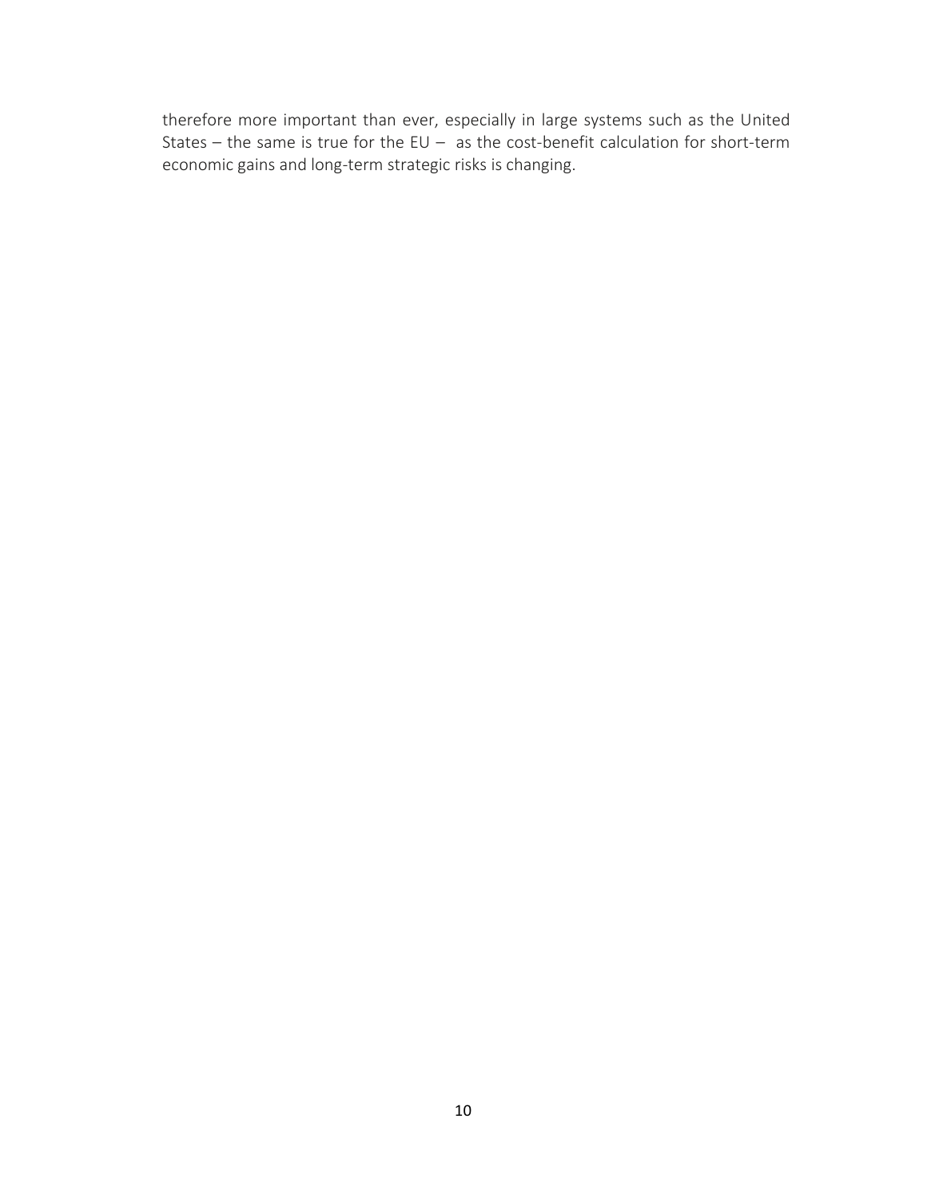therefore more important than ever, especially in large systems such as the United States – the same is true for the EU – as the cost-benefit calculation for short-term economic gains and long-term strategic risks is changing.